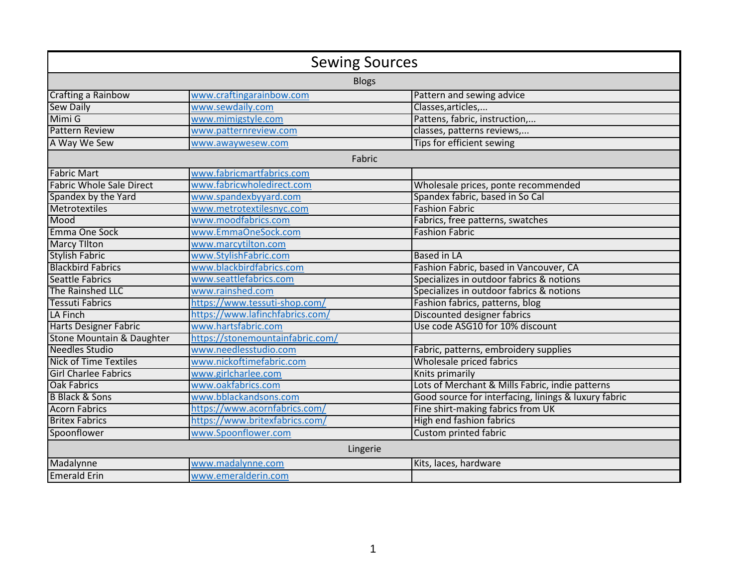| Sewing Sources | | |
|---|---|---|
| Blogs | | |
| Crafting a Rainbow | www.craftingarainbow.com | Pattern and sewing advice |
| Sew Daily | www.sewdaily.com | Classes,articles,... |
| Mimi G | www.mimigstyle.com | Pattens, fabric, instruction,... |
| Pattern Review | www.patternreview.com | classes, patterns reviews,... |
| A Way We Sew | www.awaywesew.com | Tips for efficient sewing |
| Fabric | | |
| Fabric Mart | www.fabricmartfabrics.com | |
| Fabric Whole Sale Direct | www.fabricwholedirect.com | Wholesale prices, ponte recommended |
| Spandex by the Yard | www.spandexbyyard.com | Spandex fabric, based in So Cal |
| Metrotextiles | www.metrotextilesnyc.com | Fashion Fabric |
| Mood | www.moodfabrics.com | Fabrics, free patterns, swatches |
| Emma One Sock | www.EmmaOneSock.com | Fashion Fabric |
| Marcy TIlton | www.marcytilton.com | |
| Stylish Fabric | www.StylishFabric.com | Based in LA |
| Blackbird Fabrics | www.blackbirdfabrics.com | Fashion Fabric, based in Vancouver, CA |
| Seattle Fabrics | www.seattlefabrics.com | Specializes in outdoor fabrics & notions |
| The Rainshed LLC | www.rainshed.com | Specializes in outdoor fabrics & notions |
| Tessuti Fabrics | https://www.tessuti-shop.com/ | Fashion fabrics, patterns, blog |
| LA Finch | https://www.lafinchfabrics.com/ | Discounted designer fabrics |
| Harts Designer Fabric | www.hartsfabric.com | Use code ASG10 for 10% discount |
| Stone Mountain & Daughter | https://stonemountainfabric.com/ | |
| Needles Studio | www.needlesstudio.com | Fabric, patterns, embroidery supplies |
| Nick of Time Textiles | www.nickoftimefabric.com | Wholesale priced fabrics |
| Girl Charlee Fabrics | www.girlcharlee.com | Knits primarily |
| Oak Fabrics | www.oakfabrics.com | Lots of Merchant & Mills Fabric, indie patterns |
| B Black & Sons | www.bblackandsons.com | Good source for interfacing, linings & luxury fabric |
| Acorn Fabrics | https://www.acornfabrics.com/ | Fine shirt-making fabrics from UK |
| Britex Fabrics | https://www.britexfabrics.com/ | High end fashion fabrics |
| Spoonflower | www.Spoonflower.com | Custom printed fabric |
| Lingerie | | |
| Madalynne | www.madalynne.com | Kits, laces, hardware |
| Emerald Erin | www.emeralderin.com | |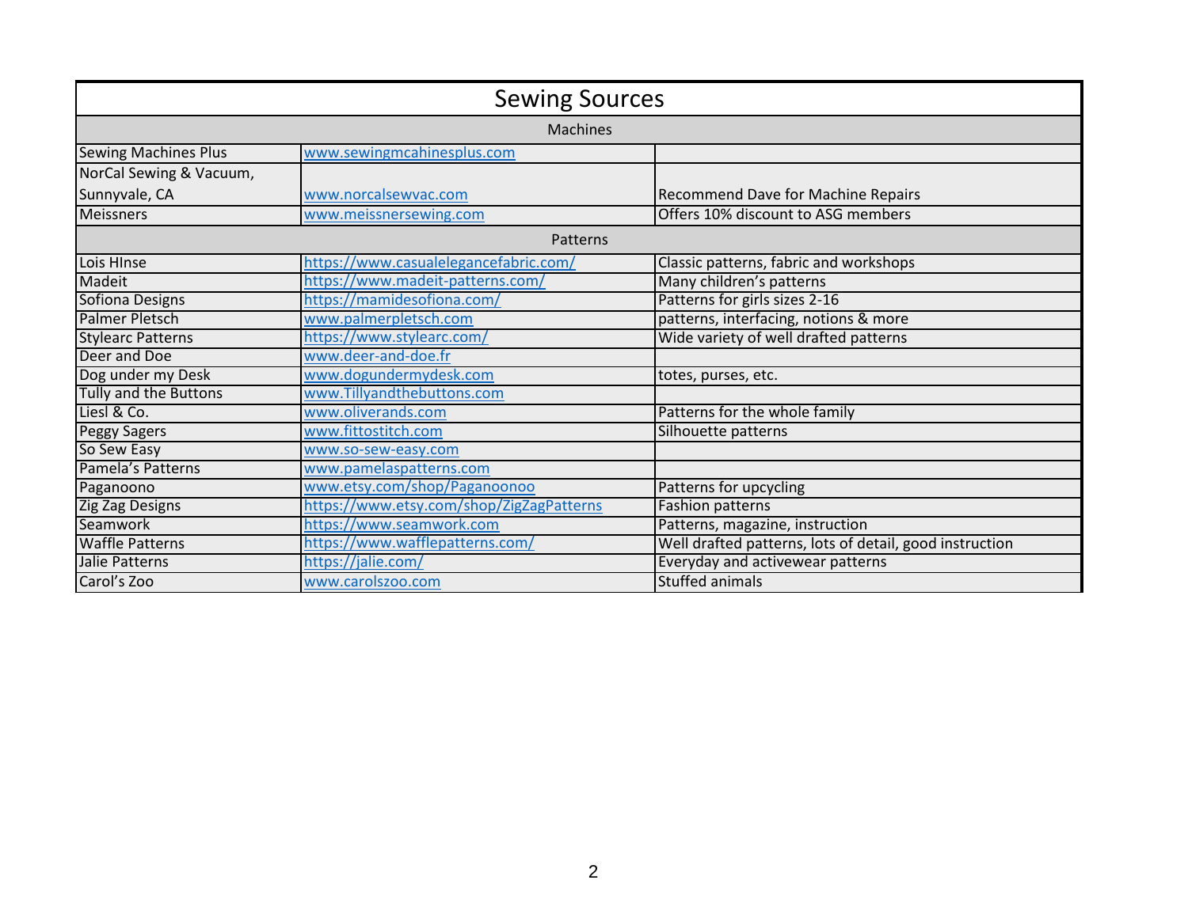# Sewing Sources

| Machines | | |
|---|---|---|
| Sewing Machines Plus | www.sewingmcahinesplus.com | |
| NorCal Sewing & Vacuum, Sunnyvale, CA | www.norcalsewvac.com | Recommend Dave for Machine Repairs |
| Meissners | www.meissnersewing.com | Offers 10% discount to ASG members |
| **Patterns** | | |
| Lois HInse | https://www.casualelegancefabric.com/ | Classic patterns, fabric and workshops |
| Madeit | https://www.madeit-patterns.com/ | Many children's patterns |
| Sofiona Designs | https://mamidesofiona.com/ | Patterns for girls sizes 2-16 |
| Palmer Pletsch | www.palmerpletsch.com | patterns, interfacing, notions & more |
| Stylearc Patterns | https://www.stylearc.com/ | Wide variety of well drafted patterns |
| Deer and Doe | www.deer-and-doe.fr | |
| Dog under my Desk | www.dogundermydesk.com | totes, purses, etc. |
| Tully and the Buttons | www.Tillyandthebuttons.com | |
| Liesl & Co. | www.oliverands.com | Patterns for the whole family |
| Peggy Sagers | www.fittostitch.com | Silhouette patterns |
| So Sew Easy | www.so-sew-easy.com | |
| Pamela's Patterns | www.pamelaspatterns.com | |
| Paganoono | www.etsy.com/shop/Paganoonoo | Patterns for upcycling |
| Zig Zag Designs | https://www.etsy.com/shop/ZigZagPatterns | Fashion patterns |
| Seamwork | https://www.seamwork.com | Patterns, magazine, instruction |
| Waffle Patterns | https://www.wafflepatterns.com/ | Well drafted patterns, lots of detail, good instruction |
| Jalie Patterns | https://jalie.com/ | Everyday and activewear patterns |
| Carol's Zoo | www.carolszoo.com | Stuffed animals |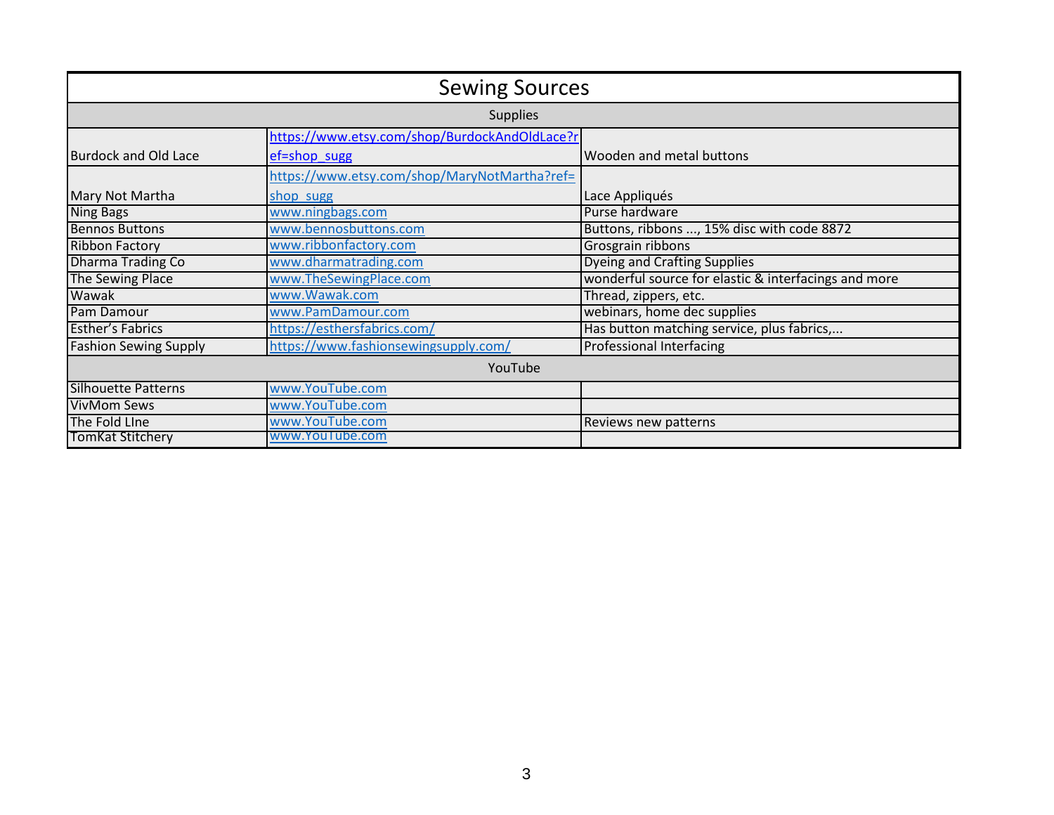# Sewing Sources

| | | |
|---|---|---|
| **Supplies** | | |
| Burdock and Old Lace | https://www.etsy.com/shop/BurdockAndOldLace?ref=shop_sugg | Wooden and metal buttons |
| Mary Not Martha | https://www.etsy.com/shop/MaryNotMartha?ref=shop_sugg | Lace Appliqués |
| Ning Bags | www.ningbags.com | Purse hardware |
| Bennos Buttons | www.bennosbuttons.com | Buttons, ribbons ..., 15% disc with code 8872 |
| Ribbon Factory | www.ribbonfactory.com | Grosgrain ribbons |
| Dharma Trading Co | www.dharmatrading.com | Dyeing and Crafting Supplies |
| The Sewing Place | www.TheSewingPlace.com | wonderful source for elastic & interfacings and more |
| Wawak | www.Wawak.com | Thread, zippers, etc. |
| Pam Damour | www.PamDamour.com | webinars, home dec supplies |
| Esther's Fabrics | https://esthersfabrics.com/ | Has button matching service, plus fabrics,... |
| Fashion Sewing Supply | https://www.fashionsewingsupply.com/ | Professional Interfacing |
| **YouTube** | | |
| Silhouette Patterns | www.YouTube.com | |
| VivMom Sews | www.YouTube.com | |
| The Fold LIne | www.YouTube.com | Reviews new patterns |
| TomKat Stitchery | www.YouTube.com | |